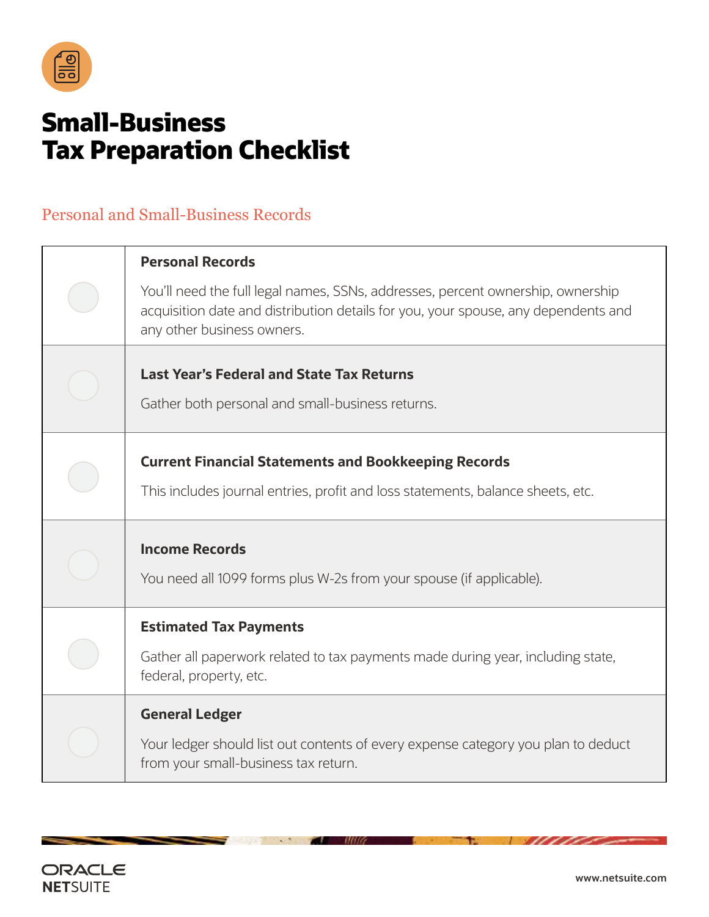# Small-Business Tax Preparation Checklist

## Personal and Small-Business Records

| | |
|---|---|
| ○ | **Personal Records**<br><br>You'll need the full legal names, SSNs, addresses, percent ownership, ownership acquisition date and distribution details for you, your spouse, any dependents and any other business owners. |
| ○ | **Last Year's Federal and State Tax Returns**<br><br>Gather both personal and small-business returns. |
| ○ | **Current Financial Statements and Bookkeeping Records**<br><br>This includes journal entries, profit and loss statements, balance sheets, etc. |
| ○ | **Income Records**<br><br>You need all 1099 forms plus W-2s from your spouse (if applicable). |
| ○ | **Estimated Tax Payments**<br><br>Gather all paperwork related to tax payments made during year, including state, federal, property, etc. |
| ○ | **General Ledger**<br><br>Your ledger should list out contents of every expense category you plan to deduct from your small-business tax return. |

ORACLE NETSUITE

www.netsuite.com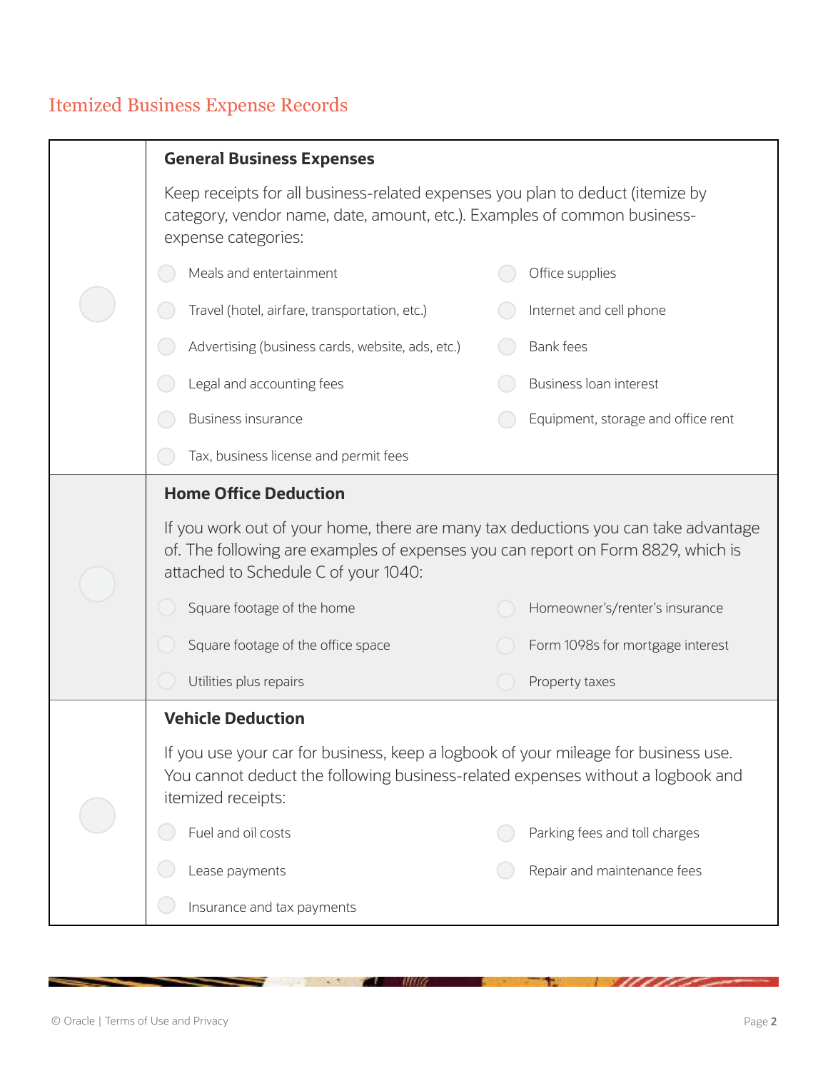## Itemized Business Expense Records

### General Business Expenses

Keep receipts for all business-related expenses you plan to deduct (itemize by category, vendor name, date, amount, etc.). Examples of common business-expense categories:

- Meals and entertainment
- Office supplies
- Travel (hotel, airfare, transportation, etc.)
- Internet and cell phone
- Advertising (business cards, website, ads, etc.)
- Bank fees
- Legal and accounting fees
- Business loan interest
- Business insurance
- Equipment, storage and office rent
- Tax, business license and permit fees

### Home Office Deduction

If you work out of your home, there are many tax deductions you can take advantage of. The following are examples of expenses you can report on Form 8829, which is attached to Schedule C of your 1040:

- Square footage of the home
- Homeowner's/renter's insurance
- Square footage of the office space
- Form 1098s for mortgage interest
- Utilities plus repairs
- Property taxes

### Vehicle Deduction

If you use your car for business, keep a logbook of your mileage for business use. You cannot deduct the following business-related expenses without a logbook and itemized receipts:

- Fuel and oil costs
- Parking fees and toll charges
- Lease payments
- Repair and maintenance fees
- Insurance and tax payments

© Oracle | Terms of Use and Privacy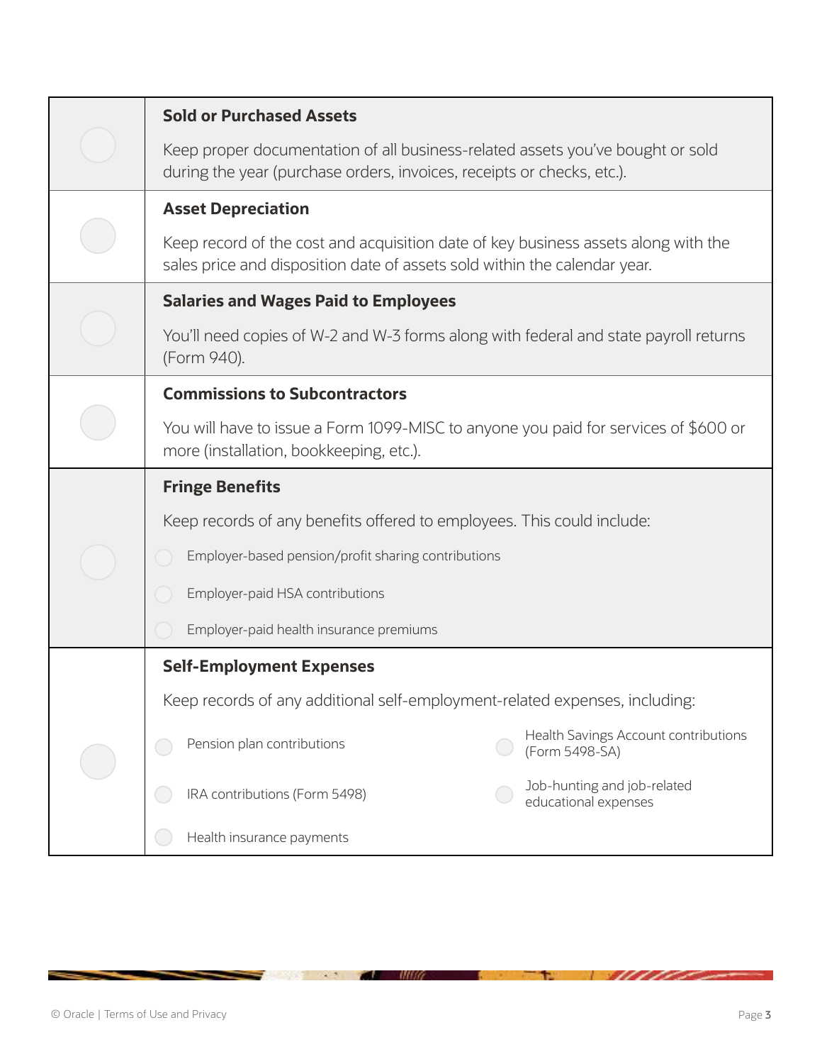| | |
|---|---|
| ○ | **Sold or Purchased Assets**<br><br>Keep proper documentation of all business-related assets you've bought or sold during the year (purchase orders, invoices, receipts or checks, etc.). |
| ○ | **Asset Depreciation**<br><br>Keep record of the cost and acquisition date of key business assets along with the sales price and disposition date of assets sold within the calendar year. |
| ○ | **Salaries and Wages Paid to Employees**<br><br>You'll need copies of W-2 and W-3 forms along with federal and state payroll returns (Form 940). |
| ○ | **Commissions to Subcontractors**<br><br>You will have to issue a Form 1099-MISC to anyone you paid for services of $600 or more (installation, bookkeeping, etc.). |
| ○ | **Fringe Benefits**<br><br>Keep records of any benefits offered to employees. This could include:<br><br>○ Employer-based pension/profit sharing contributions<br>○ Employer-paid HSA contributions<br>○ Employer-paid health insurance premiums |
| ○ | **Self-Employment Expenses**<br><br>Keep records of any additional self-employment-related expenses, including:<br><br>○ Pension plan contributions<br>○ Health Savings Account contributions (Form 5498-SA)<br>○ IRA contributions (Form 5498)<br>○ Job-hunting and job-related educational expenses<br>○ Health insurance payments |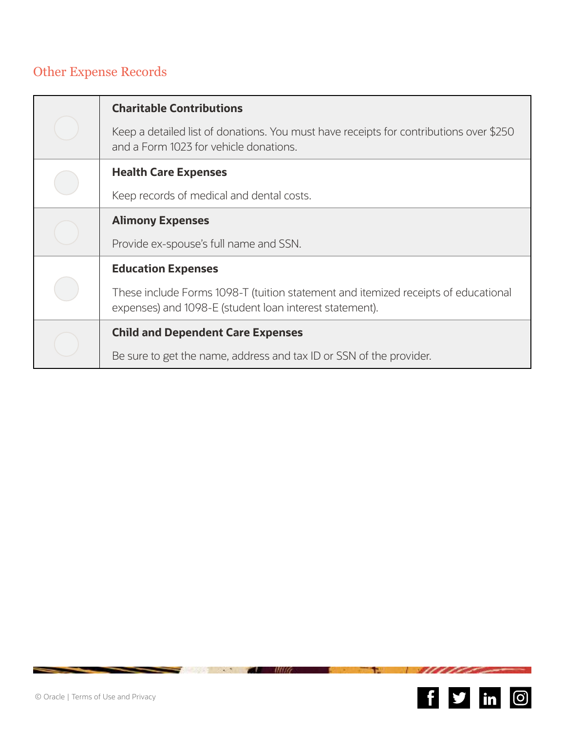## Other Expense Records

| | |
|---|---|
| ◯ | **Charitable Contributions**<br><br>Keep a detailed list of donations. You must have receipts for contributions over $250 and a Form 1023 for vehicle donations. |
| ◯ | **Health Care Expenses**<br><br>Keep records of medical and dental costs. |
| ◯ | **Alimony Expenses**<br><br>Provide ex-spouse's full name and SSN. |
| ◯ | **Education Expenses**<br><br>These include Forms 1098-T (tuition statement and itemized receipts of educational expenses) and 1098-E (student loan interest statement). |
| ◯ | **Child and Dependent Care Expenses**<br><br>Be sure to get the name, address and tax ID or SSN of the provider. |

© Oracle | Terms of Use and Privacy